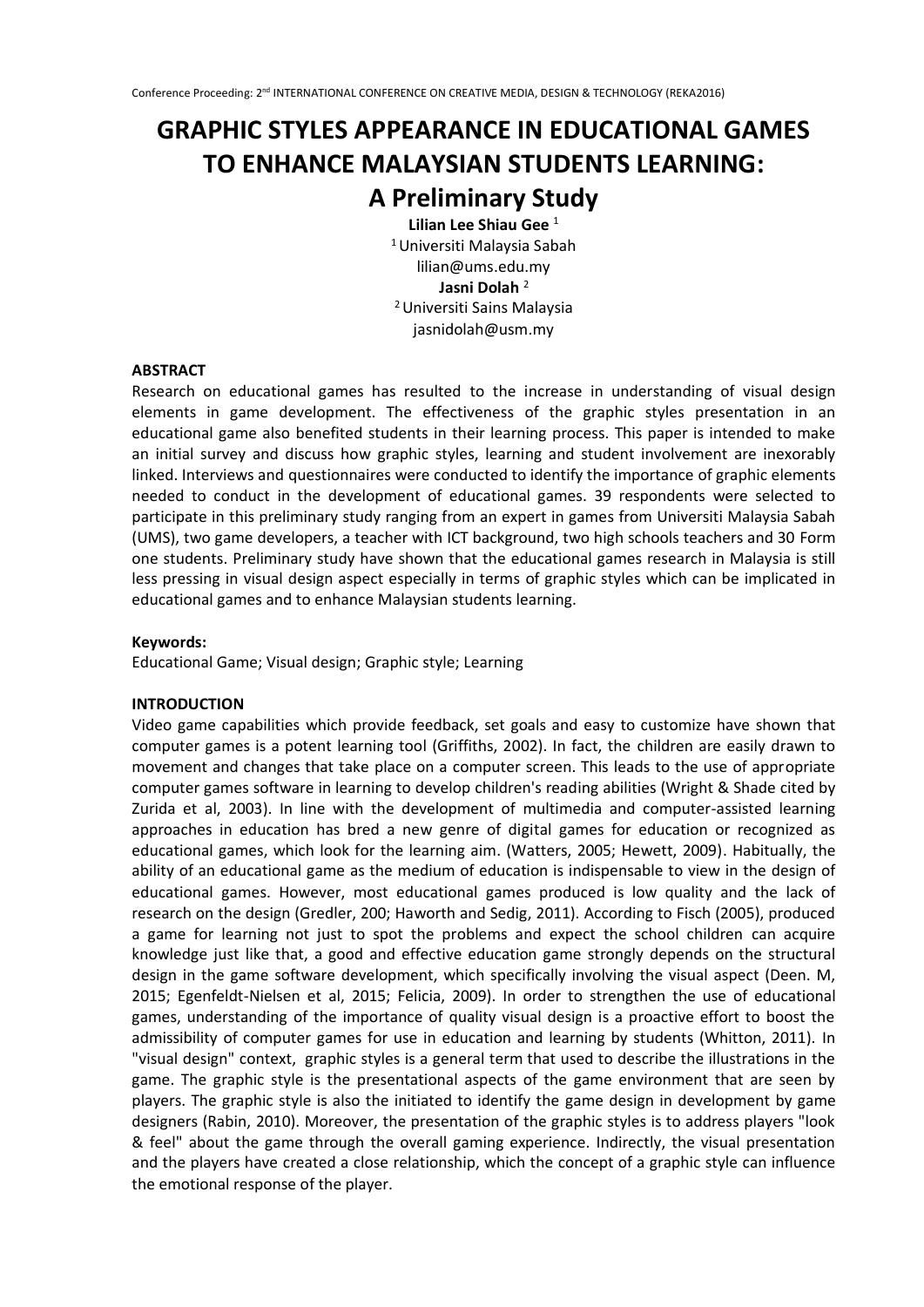# GRAPHIC STYLES APPEARANCE IN EDUCATIONAL GAMES TO ENHANCE MALAYSIAN STUDENTS LEARNING: A Preliminary Study

**Lilian Lee Shiau Gee** [1]
[1] Universiti Malaysia Sabah
lilian@ums.edu.my
**Jasni Dolah** [2]
[2] Universiti Sains Malaysia
jasnidolah@usm.my

**ABSTRACT**

Research on educational games has resulted to the increase in understanding of visual design elements in game development. The effectiveness of the graphic styles presentation in an educational game also benefited students in their learning process. This paper is intended to make an initial survey and discuss how graphic styles, learning and student involvement are inexorably linked. Interviews and questionnaires were conducted to identify the importance of graphic elements needed to conduct in the development of educational games. 39 respondents were selected to participate in this preliminary study ranging from an expert in games from Universiti Malaysia Sabah (UMS), two game developers, a teacher with ICT background, two high schools teachers and 30 Form one students. Preliminary study have shown that the educational games research in Malaysia is still less pressing in visual design aspect especially in terms of graphic styles which can be implicated in educational games and to enhance Malaysian students learning.

**Keywords:**
Educational Game; Visual design; Graphic style; Learning

**INTRODUCTION**

Video game capabilities which provide feedback, set goals and easy to customize have shown that computer games is a potent learning tool (Griffiths, 2002). In fact, the children are easily drawn to movement and changes that take place on a computer screen. This leads to the use of appropriate computer games software in learning to develop children's reading abilities (Wright & Shade cited by Zurida et al, 2003). In line with the development of multimedia and computer-assisted learning approaches in education has bred a new genre of digital games for education or recognized as educational games, which look for the learning aim. (Watters, 2005; Hewett, 2009). Habitually, the ability of an educational game as the medium of education is indispensable to view in the design of educational games. However, most educational games produced is low quality and the lack of research on the design (Gredler, 200; Haworth and Sedig, 2011). According to Fisch (2005), produced a game for learning not just to spot the problems and expect the school children can acquire knowledge just like that, a good and effective education game strongly depends on the structural design in the game software development, which specifically involving the visual aspect (Deen. M, 2015; Egenfeldt-Nielsen et al, 2015; Felicia, 2009). In order to strengthen the use of educational games, understanding of the importance of quality visual design is a proactive effort to boost the admissibility of computer games for use in education and learning by students (Whitton, 2011). In "visual design" context, graphic styles is a general term that used to describe the illustrations in the game. The graphic style is the presentational aspects of the game environment that are seen by players. The graphic style is also the initiated to identify the game design in development by game designers (Rabin, 2010). Moreover, the presentation of the graphic styles is to address players "look & feel" about the game through the overall gaming experience. Indirectly, the visual presentation and the players have created a close relationship, which the concept of a graphic style can influence the emotional response of the player.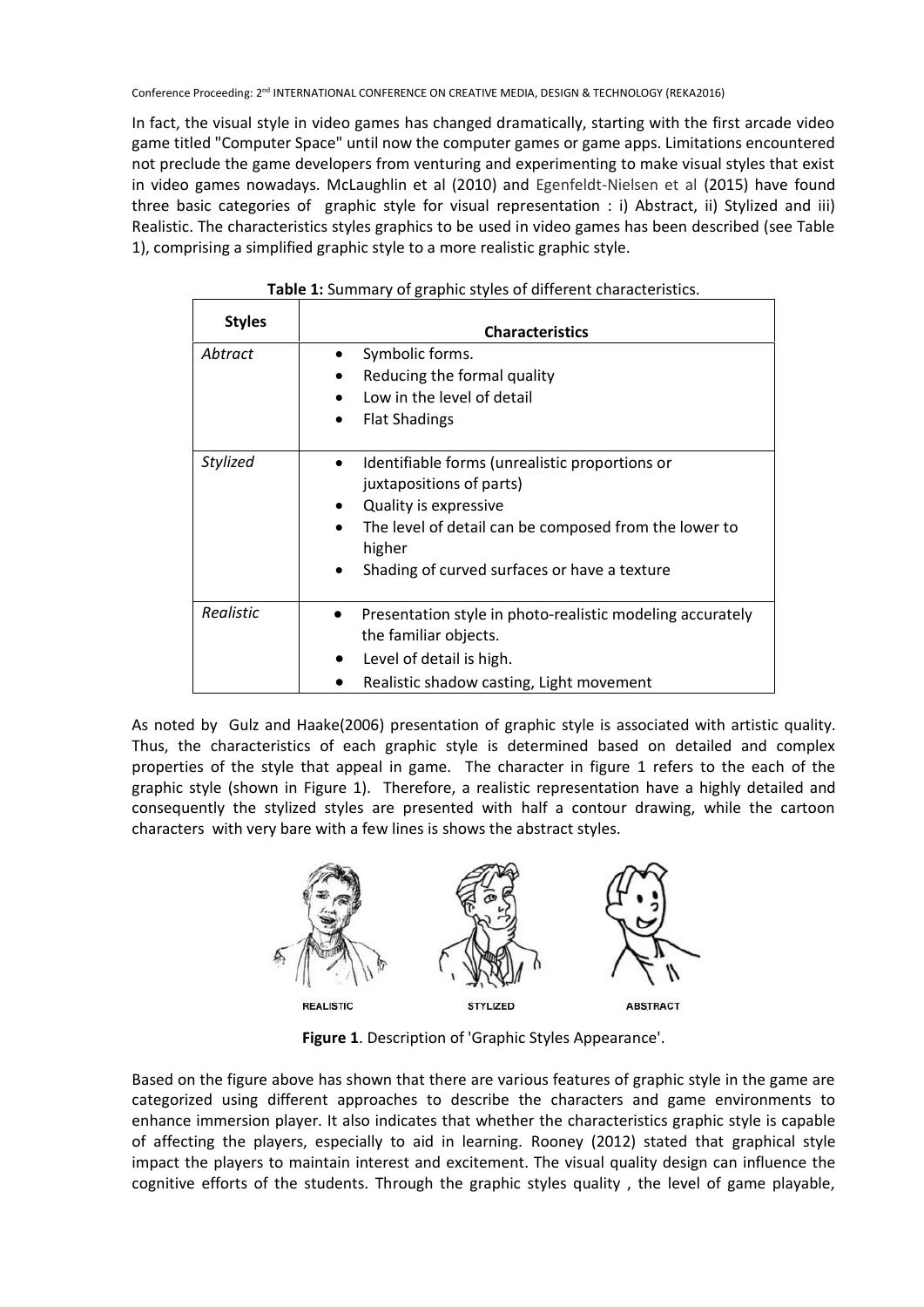In fact, the visual style in video games has changed dramatically, starting with the first arcade video game titled "Computer Space" until now the computer games or game apps. Limitations encountered not preclude the game developers from venturing and experimenting to make visual styles that exist in video games nowadays. McLaughlin et al (2010) and Egenfeldt-Nielsen et al (2015) have found three basic categories of graphic style for visual representation : i) Abstract, ii) Stylized and iii) Realistic. The characteristics styles graphics to be used in video games has been described (see Table 1), comprising a simplified graphic style to a more realistic graphic style.

**Table 1:** Summary of graphic styles of different characteristics.

| Styles | Characteristics |
|---|---|
| *Abtract* | • Symbolic forms.<br>• Reducing the formal quality<br>• Low in the level of detail<br>• Flat Shadings |
| *Stylized* | • Identifiable forms (unrealistic proportions or juxtapositions of parts)<br>• Quality is expressive<br>• The level of detail can be composed from the lower to higher<br>• Shading of curved surfaces or have a texture |
| *Realistic* | • Presentation style in photo-realistic modeling accurately the familiar objects.<br>• Level of detail is high.<br>• Realistic shadow casting, Light movement |

As noted by Gulz and Haake(2006) presentation of graphic style is associated with artistic quality. Thus, the characteristics of each graphic style is determined based on detailed and complex properties of the style that appeal in game. The character in figure 1 refers to the each of the graphic style (shown in Figure 1). Therefore, a realistic representation have a highly detailed and consequently the stylized styles are presented with half a contour drawing, while the cartoon characters with very bare with a few lines is shows the abstract styles.

REALISTIC STYLIZED ABSTRACT

**Figure 1**. Description of 'Graphic Styles Appearance'.

Based on the figure above has shown that there are various features of graphic style in the game are categorized using different approaches to describe the characters and game environments to enhance immersion player. It also indicates that whether the characteristics graphic style is capable of affecting the players, especially to aid in learning. Rooney (2012) stated that graphical style impact the players to maintain interest and excitement. The visual quality design can influence the cognitive efforts of the students. Through the graphic styles quality , the level of game playable,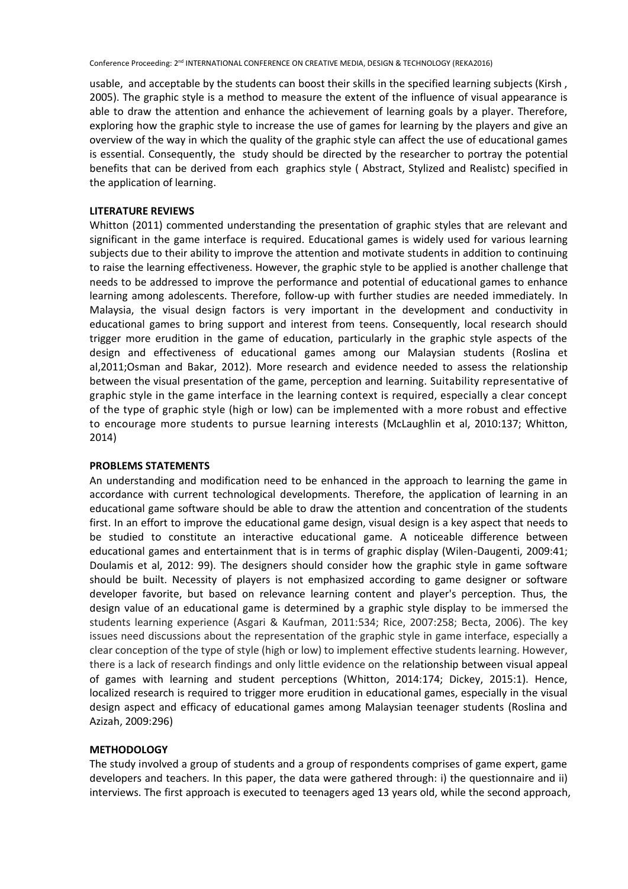usable, and acceptable by the students can boost their skills in the specified learning subjects (Kirsh , 2005). The graphic style is a method to measure the extent of the influence of visual appearance is able to draw the attention and enhance the achievement of learning goals by a player. Therefore, exploring how the graphic style to increase the use of games for learning by the players and give an overview of the way in which the quality of the graphic style can affect the use of educational games is essential. Consequently, the study should be directed by the researcher to portray the potential benefits that can be derived from each graphics style ( Abstract, Stylized and Realistc) specified in the application of learning.

## LITERATURE REVIEWS

Whitton (2011) commented understanding the presentation of graphic styles that are relevant and significant in the game interface is required. Educational games is widely used for various learning subjects due to their ability to improve the attention and motivate students in addition to continuing to raise the learning effectiveness. However, the graphic style to be applied is another challenge that needs to be addressed to improve the performance and potential of educational games to enhance learning among adolescents. Therefore, follow-up with further studies are needed immediately. In Malaysia, the visual design factors is very important in the development and conductivity in educational games to bring support and interest from teens. Consequently, local research should trigger more erudition in the game of education, particularly in the graphic style aspects of the design and effectiveness of educational games among our Malaysian students (Roslina et al,2011;Osman and Bakar, 2012). More research and evidence needed to assess the relationship between the visual presentation of the game, perception and learning. Suitability representative of graphic style in the game interface in the learning context is required, especially a clear concept of the type of graphic style (high or low) can be implemented with a more robust and effective to encourage more students to pursue learning interests (McLaughlin et al, 2010:137; Whitton, 2014)

## PROBLEMS STATEMENTS

An understanding and modification need to be enhanced in the approach to learning the game in accordance with current technological developments. Therefore, the application of learning in an educational game software should be able to draw the attention and concentration of the students first. In an effort to improve the educational game design, visual design is a key aspect that needs to be studied to constitute an interactive educational game. A noticeable difference between educational games and entertainment that is in terms of graphic display (Wilen-Daugenti, 2009:41; Doulamis et al, 2012: 99). The designers should consider how the graphic style in game software should be built. Necessity of players is not emphasized according to game designer or software developer favorite, but based on relevance learning content and player's perception. Thus, the design value of an educational game is determined by a graphic style display to be immersed the students learning experience (Asgari & Kaufman, 2011:534; Rice, 2007:258; Becta, 2006). The key issues need discussions about the representation of the graphic style in game interface, especially a clear conception of the type of style (high or low) to implement effective students learning. However, there is a lack of research findings and only little evidence on the relationship between visual appeal of games with learning and student perceptions (Whitton, 2014:174; Dickey, 2015:1). Hence, localized research is required to trigger more erudition in educational games, especially in the visual design aspect and efficacy of educational games among Malaysian teenager students (Roslina and Azizah, 2009:296)

## METHODOLOGY

The study involved a group of students and a group of respondents comprises of game expert, game developers and teachers. In this paper, the data were gathered through: i) the questionnaire and ii) interviews. The first approach is executed to teenagers aged 13 years old, while the second approach,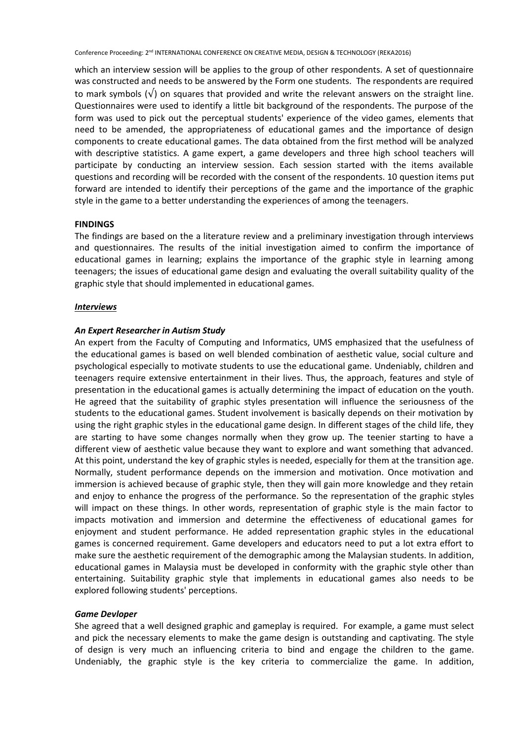which an interview session will be applies to the group of other respondents. A set of questionnaire was constructed and needs to be answered by the Form one students. The respondents are required to mark symbols (√) on squares that provided and write the relevant answers on the straight line. Questionnaires were used to identify a little bit background of the respondents. The purpose of the form was used to pick out the perceptual students' experience of the video games, elements that need to be amended, the appropriateness of educational games and the importance of design components to create educational games. The data obtained from the first method will be analyzed with descriptive statistics. A game expert, a game developers and three high school teachers will participate by conducting an interview session. Each session started with the items available questions and recording will be recorded with the consent of the respondents. 10 question items put forward are intended to identify their perceptions of the game and the importance of the graphic style in the game to a better understanding the experiences of among the teenagers.

**FINDINGS**

The findings are based on the a literature review and a preliminary investigation through interviews and questionnaires. The results of the initial investigation aimed to confirm the importance of educational games in learning; explains the importance of the graphic style in learning among teenagers; the issues of educational game design and evaluating the overall suitability quality of the graphic style that should implemented in educational games.

***Interviews***

***An Expert Researcher in Autism Study***

An expert from the Faculty of Computing and Informatics, UMS emphasized that the usefulness of the educational games is based on well blended combination of aesthetic value, social culture and psychological especially to motivate students to use the educational game. Undeniably, children and teenagers require extensive entertainment in their lives. Thus, the approach, features and style of presentation in the educational games is actually determining the impact of education on the youth. He agreed that the suitability of graphic styles presentation will influence the seriousness of the students to the educational games. Student involvement is basically depends on their motivation by using the right graphic styles in the educational game design. In different stages of the child life, they are starting to have some changes normally when they grow up. The teenier starting to have a different view of aesthetic value because they want to explore and want something that advanced. At this point, understand the key of graphic styles is needed, especially for them at the transition age. Normally, student performance depends on the immersion and motivation. Once motivation and immersion is achieved because of graphic style, then they will gain more knowledge and they retain and enjoy to enhance the progress of the performance. So the representation of the graphic styles will impact on these things. In other words, representation of graphic style is the main factor to impacts motivation and immersion and determine the effectiveness of educational games for enjoyment and student performance. He added representation graphic styles in the educational games is concerned requirement. Game developers and educators need to put a lot extra effort to make sure the aesthetic requirement of the demographic among the Malaysian students. In addition, educational games in Malaysia must be developed in conformity with the graphic style other than entertaining. Suitability graphic style that implements in educational games also needs to be explored following students' perceptions.

***Game Devloper***

She agreed that a well designed graphic and gameplay is required. For example, a game must select and pick the necessary elements to make the game design is outstanding and captivating. The style of design is very much an influencing criteria to bind and engage the children to the game. Undeniably, the graphic style is the key criteria to commercialize the game. In addition,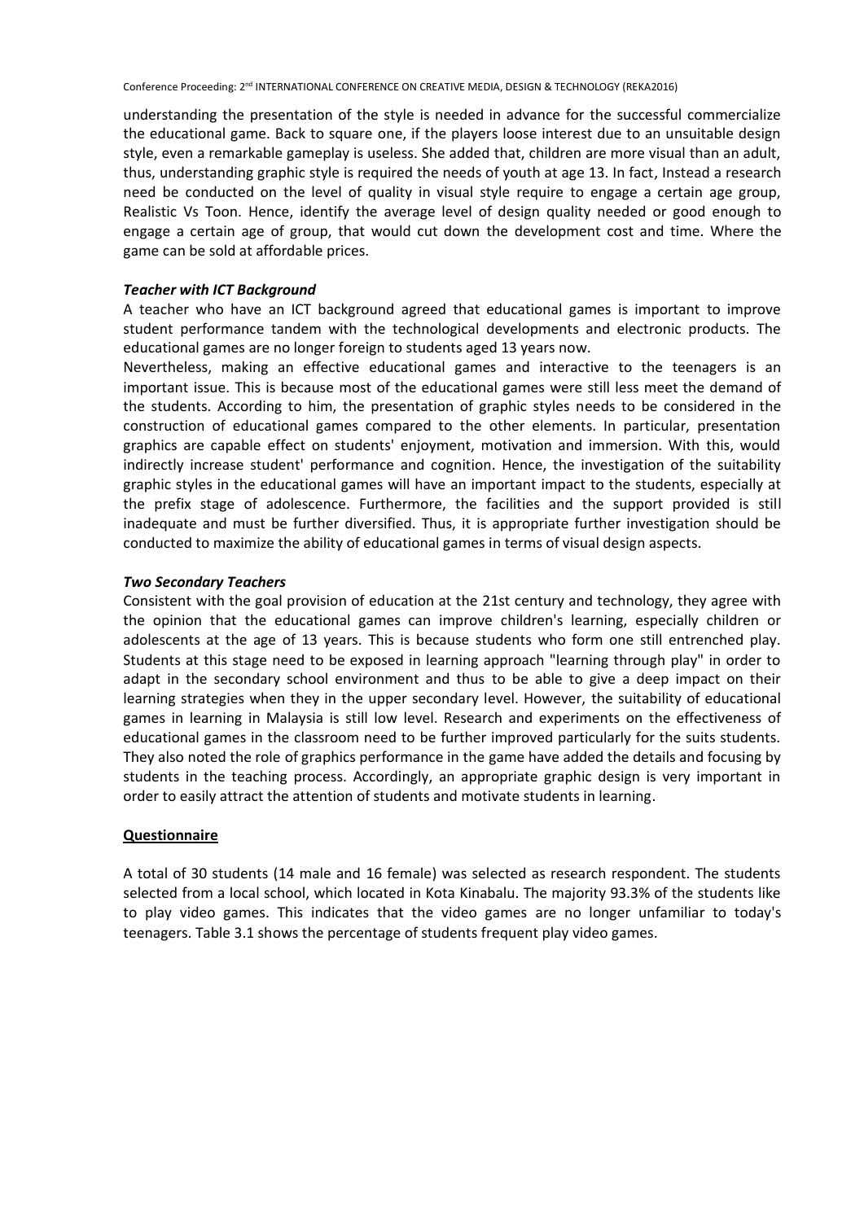understanding the presentation of the style is needed in advance for the successful commercialize the educational game. Back to square one, if the players loose interest due to an unsuitable design style, even a remarkable gameplay is useless. She added that, children are more visual than an adult, thus, understanding graphic style is required the needs of youth at age 13. In fact, Instead a research need be conducted on the level of quality in visual style require to engage a certain age group, Realistic Vs Toon. Hence, identify the average level of design quality needed or good enough to engage a certain age of group, that would cut down the development cost and time. Where the game can be sold at affordable prices.

***Teacher with ICT Background***

A teacher who have an ICT background agreed that educational games is important to improve student performance tandem with the technological developments and electronic products. The educational games are no longer foreign to students aged 13 years now.

Nevertheless, making an effective educational games and interactive to the teenagers is an important issue. This is because most of the educational games were still less meet the demand of the students. According to him, the presentation of graphic styles needs to be considered in the construction of educational games compared to the other elements. In particular, presentation graphics are capable effect on students' enjoyment, motivation and immersion. With this, would indirectly increase student' performance and cognition. Hence, the investigation of the suitability graphic styles in the educational games will have an important impact to the students, especially at the prefix stage of adolescence. Furthermore, the facilities and the support provided is still inadequate and must be further diversified. Thus, it is appropriate further investigation should be conducted to maximize the ability of educational games in terms of visual design aspects.

***Two Secondary Teachers***

Consistent with the goal provision of education at the 21st century and technology, they agree with the opinion that the educational games can improve children's learning, especially children or adolescents at the age of 13 years. This is because students who form one still entrenched play. Students at this stage need to be exposed in learning approach "learning through play" in order to adapt in the secondary school environment and thus to be able to give a deep impact on their learning strategies when they in the upper secondary level. However, the suitability of educational games in learning in Malaysia is still low level. Research and experiments on the effectiveness of educational games in the classroom need to be further improved particularly for the suits students. They also noted the role of graphics performance in the game have added the details and focusing by students in the teaching process. Accordingly, an appropriate graphic design is very important in order to easily attract the attention of students and motivate students in learning.

**<u>Questionnaire</u>**

A total of 30 students (14 male and 16 female) was selected as research respondent. The students selected from a local school, which located in Kota Kinabalu. The majority 93.3% of the students like to play video games. This indicates that the video games are no longer unfamiliar to today's teenagers. Table 3.1 shows the percentage of students frequent play video games.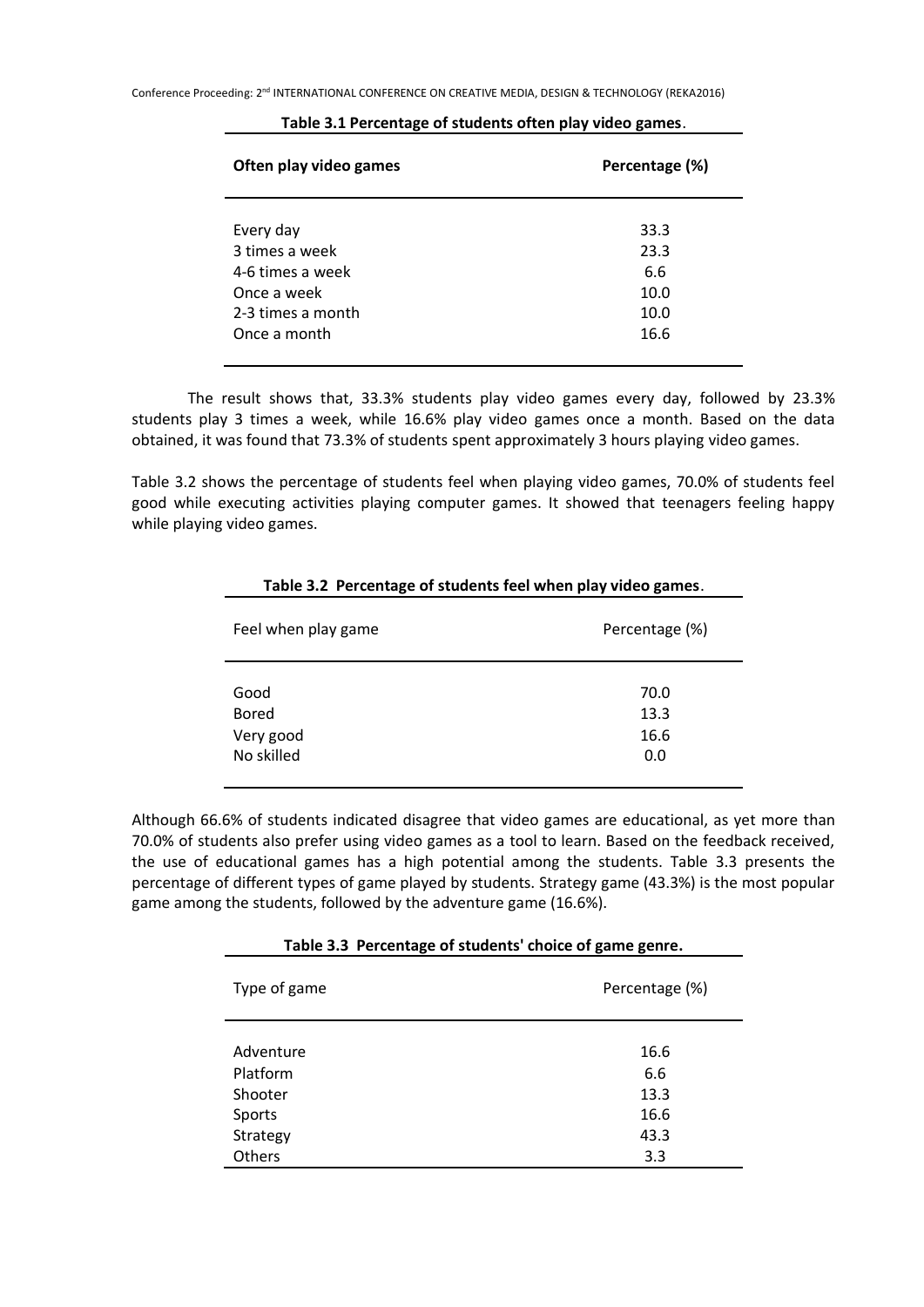**Table 3.1 Percentage of students often play video games.**

| Often play video games | Percentage (%) |
|---|---|
| Every day | 33.3 |
| 3 times a week | 23.3 |
| 4-6 times a week | 6.6 |
| Once a week | 10.0 |
| 2-3 times a month | 10.0 |
| Once a month | 16.6 |

The result shows that, 33.3% students play video games every day, followed by 23.3% students play 3 times a week, while 16.6% play video games once a month. Based on the data obtained, it was found that 73.3% of students spent approximately 3 hours playing video games.

Table 3.2 shows the percentage of students feel when playing video games, 70.0% of students feel good while executing activities playing computer games. It showed that teenagers feeling happy while playing video games.

**Table 3.2 Percentage of students feel when play video games.**

| Feel when play game | Percentage (%) |
|---|---|
| Good | 70.0 |
| Bored | 13.3 |
| Very good | 16.6 |
| No skilled | 0.0 |

Although 66.6% of students indicated disagree that video games are educational, as yet more than 70.0% of students also prefer using video games as a tool to learn. Based on the feedback received, the use of educational games has a high potential among the students. Table 3.3 presents the percentage of different types of game played by students. Strategy game (43.3%) is the most popular game among the students, followed by the adventure game (16.6%).

**Table 3.3 Percentage of students' choice of game genre.**

| Type of game | Percentage (%) |
|---|---|
| Adventure | 16.6 |
| Platform | 6.6 |
| Shooter | 13.3 |
| Sports | 16.6 |
| Strategy | 43.3 |
| Others | 3.3 |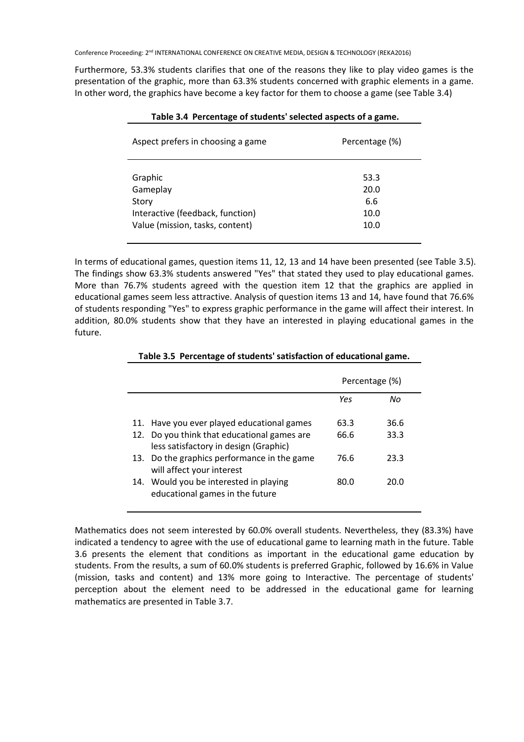Furthermore, 53.3% students clarifies that one of the reasons they like to play video games is the presentation of the graphic, more than 63.3% students concerned with graphic elements in a game. In other word, the graphics have become a key factor for them to choose a game (see Table 3.4)

**Table 3.4 Percentage of students' selected aspects of a game.**

| Aspect prefers in choosing a game | Percentage (%) |
| --- | --- |
| Graphic | 53.3 |
| Gameplay | 20.0 |
| Story | 6.6 |
| Interactive (feedback, function) | 10.0 |
| Value (mission, tasks, content) | 10.0 |

In terms of educational games, question items 11, 12, 13 and 14 have been presented (see Table 3.5). The findings show 63.3% students answered "Yes" that stated they used to play educational games. More than 76.7% students agreed with the question item 12 that the graphics are applied in educational games seem less attractive. Analysis of question items 13 and 14, have found that 76.6% of students responding "Yes" to express graphic performance in the game will affect their interest. In addition, 80.0% students show that they have an interested in playing educational games in the future.

**Table 3.5 Percentage of students' satisfaction of educational game.**

| | Percentage (%) | |
| --- | --- | --- |
| | *Yes* | *No* |
| 11. Have you ever played educational games | 63.3 | 36.6 |
| 12. Do you think that educational games are less satisfactory in design (Graphic) | 66.6 | 33.3 |
| 13. Do the graphics performance in the game will affect your interest | 76.6 | 23.3 |
| 14. Would you be interested in playing educational games in the future | 80.0 | 20.0 |

Mathematics does not seem interested by 60.0% overall students. Nevertheless, they (83.3%) have indicated a tendency to agree with the use of educational game to learning math in the future. Table 3.6 presents the element that conditions as important in the educational game education by students. From the results, a sum of 60.0% students is preferred Graphic, followed by 16.6% in Value (mission, tasks and content) and 13% more going to Interactive. The percentage of students' perception about the element need to be addressed in the educational game for learning mathematics are presented in Table 3.7.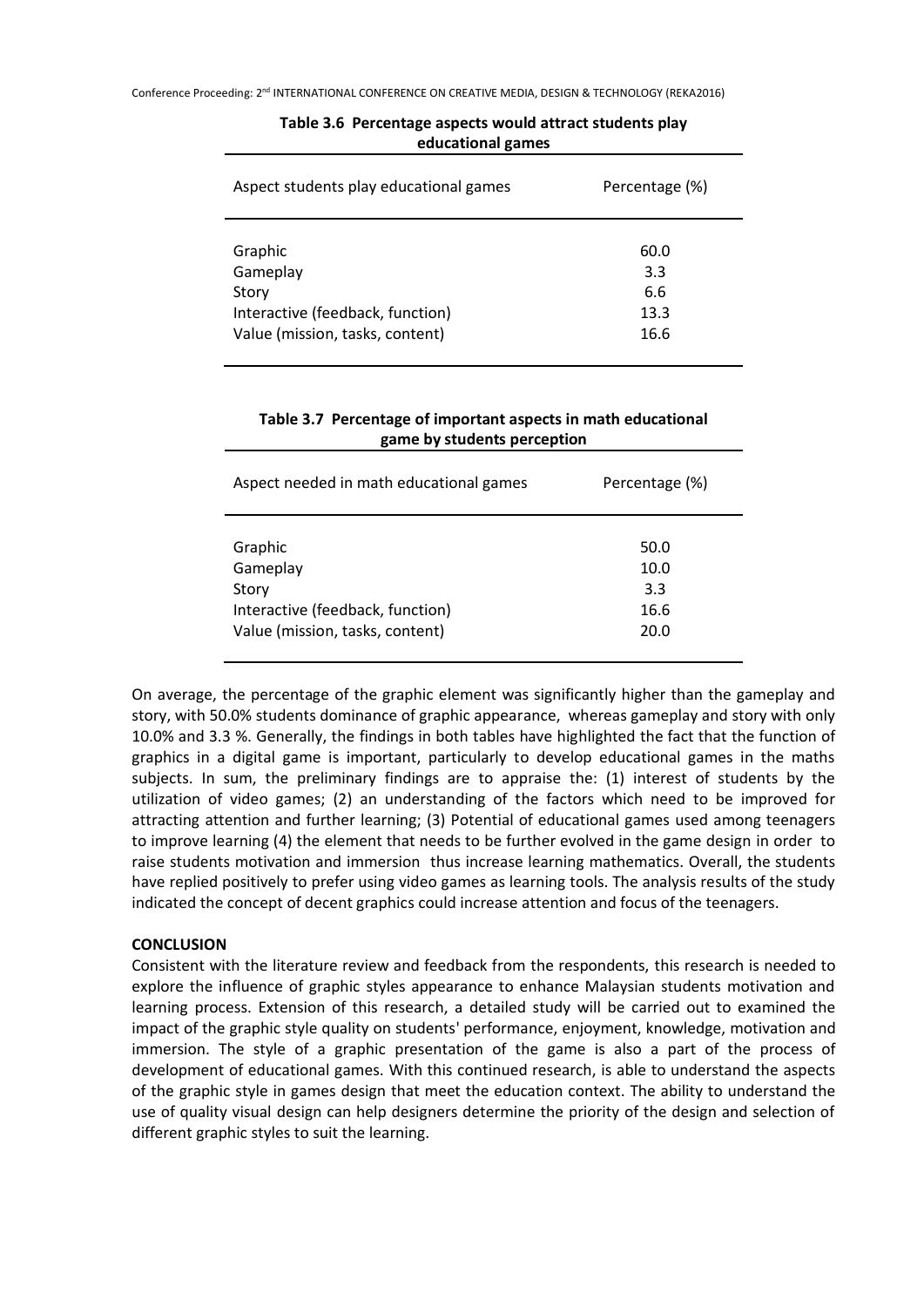**Table 3.6 Percentage aspects would attract students play educational games**

| Aspect students play educational games | Percentage (%) |
|---|---|
| Graphic | 60.0 |
| Gameplay | 3.3 |
| Story | 6.6 |
| Interactive (feedback, function) | 13.3 |
| Value (mission, tasks, content) | 16.6 |

**Table 3.7 Percentage of important aspects in math educational game by students perception**

| Aspect needed in math educational games | Percentage (%) |
|---|---|
| Graphic | 50.0 |
| Gameplay | 10.0 |
| Story | 3.3 |
| Interactive (feedback, function) | 16.6 |
| Value (mission, tasks, content) | 20.0 |

On average, the percentage of the graphic element was significantly higher than the gameplay and story, with 50.0% students dominance of graphic appearance, whereas gameplay and story with only 10.0% and 3.3 %. Generally, the findings in both tables have highlighted the fact that the function of graphics in a digital game is important, particularly to develop educational games in the maths subjects. In sum, the preliminary findings are to appraise the: (1) interest of students by the utilization of video games; (2) an understanding of the factors which need to be improved for attracting attention and further learning; (3) Potential of educational games used among teenagers to improve learning (4) the element that needs to be further evolved in the game design in order to raise students motivation and immersion thus increase learning mathematics. Overall, the students have replied positively to prefer using video games as learning tools. The analysis results of the study indicated the concept of decent graphics could increase attention and focus of the teenagers.

## CONCLUSION

Consistent with the literature review and feedback from the respondents, this research is needed to explore the influence of graphic styles appearance to enhance Malaysian students motivation and learning process. Extension of this research, a detailed study will be carried out to examined the impact of the graphic style quality on students' performance, enjoyment, knowledge, motivation and immersion. The style of a graphic presentation of the game is also a part of the process of development of educational games. With this continued research, is able to understand the aspects of the graphic style in games design that meet the education context. The ability to understand the use of quality visual design can help designers determine the priority of the design and selection of different graphic styles to suit the learning.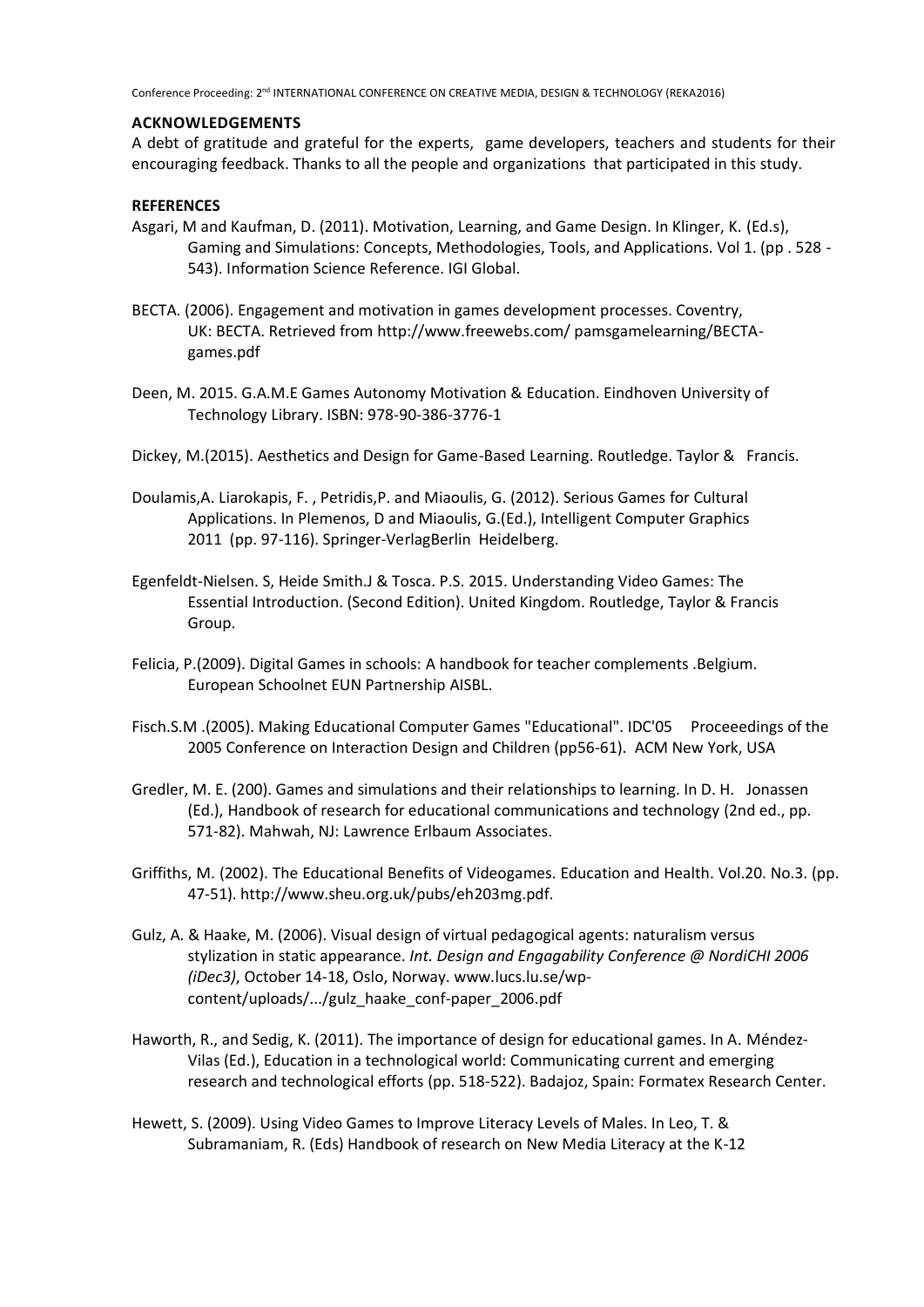## ACKNOWLEDGEMENTS

A debt of gratitude and grateful for the experts, game developers, teachers and students for their encouraging feedback. Thanks to all the people and organizations that participated in this study.

## REFERENCES

Asgari, M and Kaufman, D. (2011). Motivation, Learning, and Game Design. In Klinger, K. (Ed.s), Gaming and Simulations: Concepts, Methodologies, Tools, and Applications. Vol 1. (pp . 528 - 543). Information Science Reference. IGI Global.

BECTA. (2006). Engagement and motivation in games development processes. Coventry, UK: BECTA. Retrieved from http://www.freewebs.com/ pamsgamelearning/BECTA-games.pdf

Deen, M. 2015. G.A.M.E Games Autonomy Motivation & Education. Eindhoven University of Technology Library. ISBN: 978-90-386-3776-1

Dickey, M.(2015). Aesthetics and Design for Game-Based Learning. Routledge. Taylor & Francis.

Doulamis,A. Liarokapis, F. , Petridis,P. and Miaoulis, G. (2012). Serious Games for Cultural Applications. In Plemenos, D and Miaoulis, G.(Ed.), Intelligent Computer Graphics 2011 (pp. 97-116). Springer-VerlagBerlin Heidelberg.

Egenfeldt-Nielsen. S, Heide Smith.J & Tosca. P.S. 2015. Understanding Video Games: The Essential Introduction. (Second Edition). United Kingdom. Routledge, Taylor & Francis Group.

Felicia, P.(2009). Digital Games in schools: A handbook for teacher complements .Belgium. European Schoolnet EUN Partnership AISBL.

Fisch.S.M .(2005). Making Educational Computer Games "Educational". IDC'05 Proceeedings of the 2005 Conference on Interaction Design and Children (pp56-61). ACM New York, USA

Gredler, M. E. (200). Games and simulations and their relationships to learning. In D. H. Jonassen (Ed.), Handbook of research for educational communications and technology (2nd ed., pp. 571-82). Mahwah, NJ: Lawrence Erlbaum Associates.

Griffiths, M. (2002). The Educational Benefits of Videogames. Education and Health. Vol.20. No.3. (pp. 47-51). http://www.sheu.org.uk/pubs/eh203mg.pdf.

Gulz, A. & Haake, M. (2006). Visual design of virtual pedagogical agents: naturalism versus stylization in static appearance. *Int. Design and Engagability Conference @ NordiCHI 2006 (iDec3)*, October 14-18, Oslo, Norway. www.lucs.lu.se/wp-content/uploads/.../gulz_haake_conf-paper_2006.pdf

Haworth, R., and Sedig, K. (2011). The importance of design for educational games. In A. Méndez-Vilas (Ed.), Education in a technological world: Communicating current and emerging research and technological efforts (pp. 518-522). Badajoz, Spain: Formatex Research Center.

Hewett, S. (2009). Using Video Games to Improve Literacy Levels of Males. In Leo, T. & Subramaniam, R. (Eds) Handbook of research on New Media Literacy at the K-12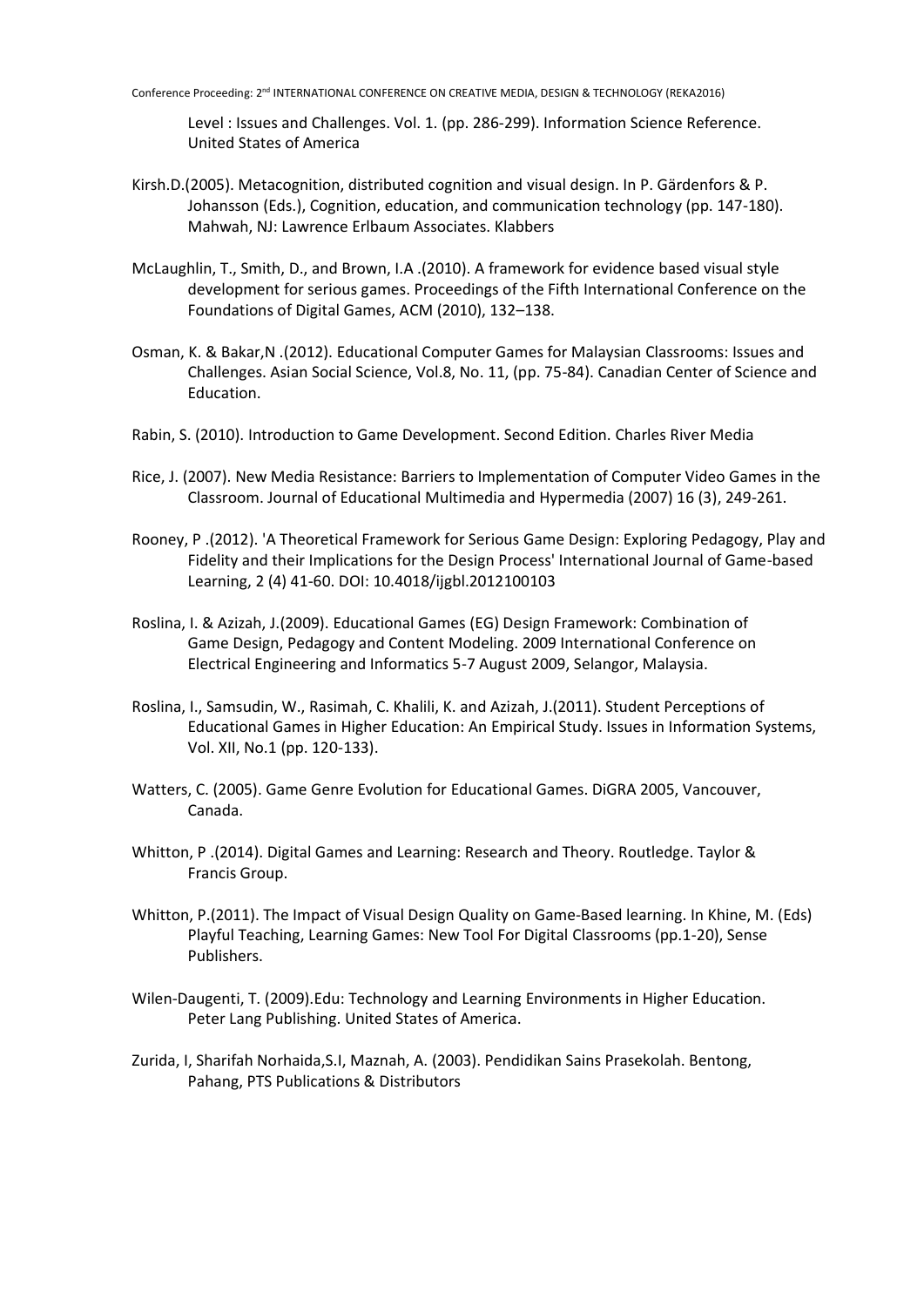Level : Issues and Challenges. Vol. 1. (pp. 286-299). Information Science Reference. United States of America

Kirsh.D.(2005). Metacognition, distributed cognition and visual design. In P. Gärdenfors & P. Johansson (Eds.), Cognition, education, and communication technology (pp. 147-180). Mahwah, NJ: Lawrence Erlbaum Associates. Klabbers

McLaughlin, T., Smith, D., and Brown, I.A .(2010). A framework for evidence based visual style development for serious games. Proceedings of the Fifth International Conference on the Foundations of Digital Games, ACM (2010), 132–138.

Osman, K. & Bakar,N .(2012). Educational Computer Games for Malaysian Classrooms: Issues and Challenges. Asian Social Science, Vol.8, No. 11, (pp. 75-84). Canadian Center of Science and Education.

Rabin, S. (2010). Introduction to Game Development. Second Edition. Charles River Media

Rice, J. (2007). New Media Resistance: Barriers to Implementation of Computer Video Games in the Classroom. Journal of Educational Multimedia and Hypermedia (2007) 16 (3), 249-261.

Rooney, P .(2012). 'A Theoretical Framework for Serious Game Design: Exploring Pedagogy, Play and Fidelity and their Implications for the Design Process' International Journal of Game-based Learning, 2 (4) 41-60. DOI: 10.4018/ijgbl.2012100103

Roslina, I. & Azizah, J.(2009). Educational Games (EG) Design Framework: Combination of Game Design, Pedagogy and Content Modeling. 2009 International Conference on Electrical Engineering and Informatics 5-7 August 2009, Selangor, Malaysia.

Roslina, I., Samsudin, W., Rasimah, C. Khalili, K. and Azizah, J.(2011). Student Perceptions of Educational Games in Higher Education: An Empirical Study. Issues in Information Systems, Vol. XII, No.1 (pp. 120-133).

Watters, C. (2005). Game Genre Evolution for Educational Games. DiGRA 2005, Vancouver, Canada.

Whitton, P .(2014). Digital Games and Learning: Research and Theory. Routledge. Taylor & Francis Group.

Whitton, P.(2011). The Impact of Visual Design Quality on Game-Based learning. In Khine, M. (Eds) Playful Teaching, Learning Games: New Tool For Digital Classrooms (pp.1-20), Sense Publishers.

Wilen-Daugenti, T. (2009).Edu: Technology and Learning Environments in Higher Education. Peter Lang Publishing. United States of America.

Zurida, I, Sharifah Norhaida,S.I, Maznah, A. (2003). Pendidikan Sains Prasekolah. Bentong, Pahang, PTS Publications & Distributors